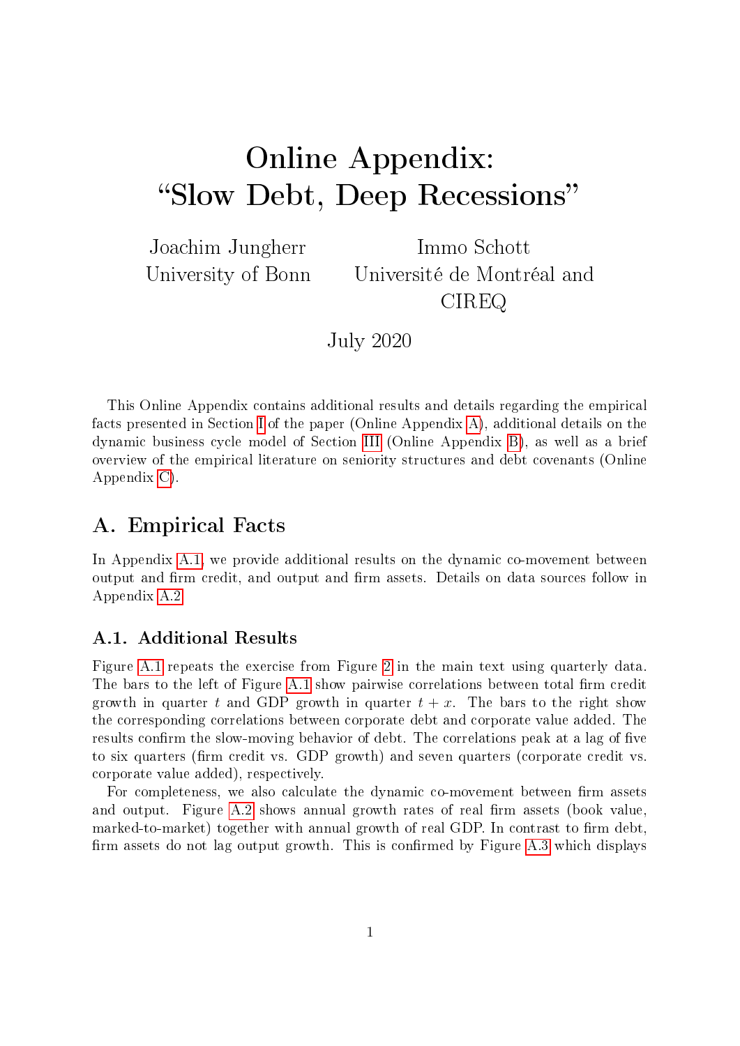# Online Appendix: "Slow Debt, Deep Recessions"

Joachim Jungherr
University of Bonn

Immo Schott
Université de Montréal and CIREQ

July 2020

This Online Appendix contains additional results and details regarding the empirical facts presented in Section I of the paper (Online Appendix A), additional details on the dynamic business cycle model of Section III (Online Appendix B), as well as a brief overview of the empirical literature on seniority structures and debt covenants (Online Appendix C).

## A. Empirical Facts

In Appendix A.1, we provide additional results on the dynamic co-movement between output and firm credit, and output and firm assets. Details on data sources follow in Appendix A.2.

### A.1. Additional Results

Figure A.1 repeats the exercise from Figure 2 in the main text using quarterly data. The bars to the left of Figure A.1 show pairwise correlations between total firm credit growth in quarter $t$ and GDP growth in quarter $t+x$. The bars to the right show the corresponding correlations between corporate debt and corporate value added. The results confirm the slow-moving behavior of debt. The correlations peak at a lag of five to six quarters (firm credit vs. GDP growth) and seven quarters (corporate credit vs. corporate value added), respectively.

For completeness, we also calculate the dynamic co-movement between firm assets and output. Figure A.2 shows annual growth rates of real firm assets (book value, marked-to-market) together with annual growth of real GDP. In contrast to firm debt, firm assets do not lag output growth. This is confirmed by Figure A.3 which displays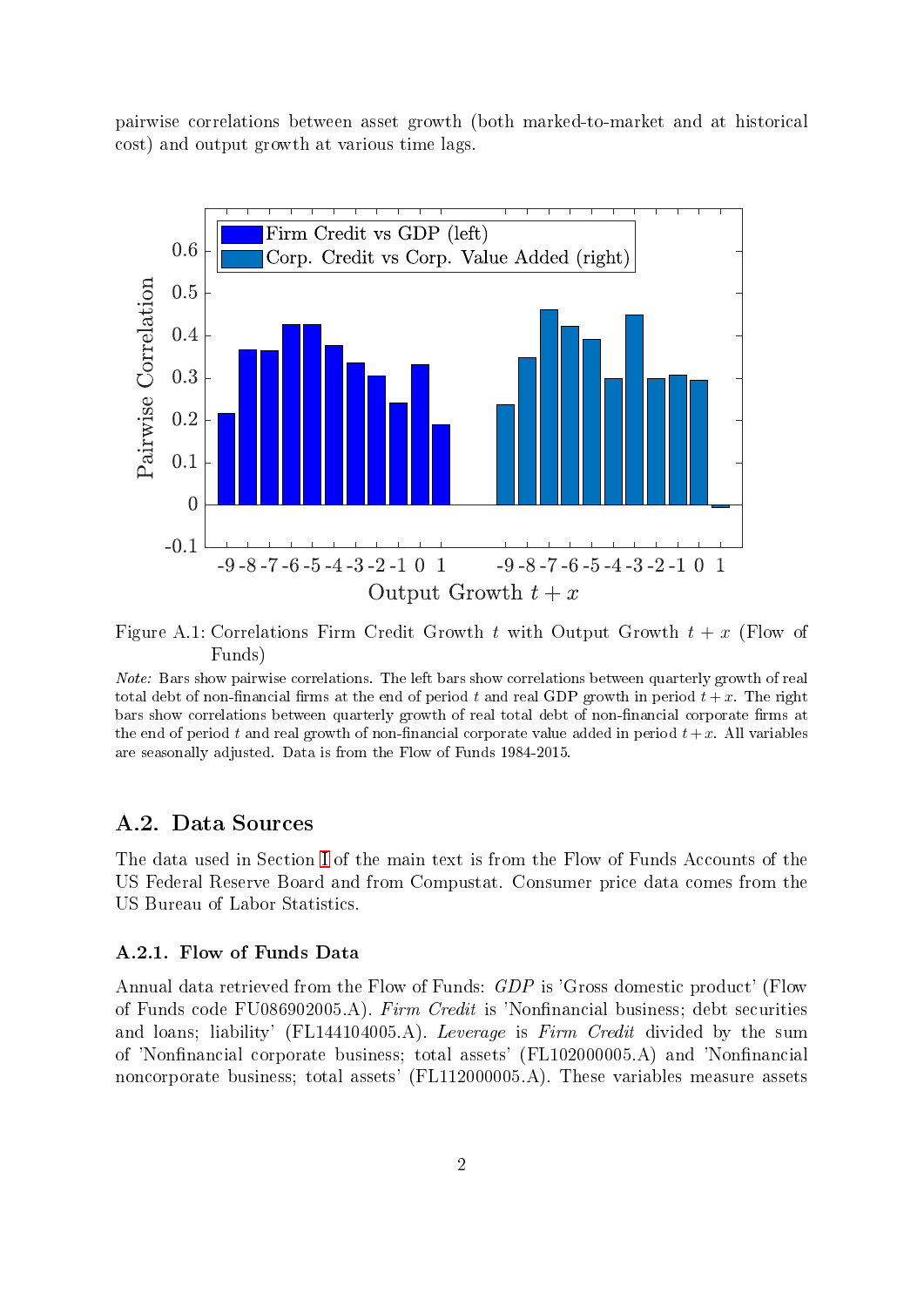pairwise correlations between asset growth (both marked-to-market and at historical cost) and output growth at various time lags.

Figure A.1: Correlations Firm Credit Growth $t$ with Output Growth $t + x$ (Flow of Funds)

*Note:* Bars show pairwise correlations. The left bars show correlations between quarterly growth of real total debt of non-financial firms at the end of period $t$ and real GDP growth in period $t + x$. The right bars show correlations between quarterly growth of real total debt of non-financial corporate firms at the end of period $t$ and real growth of non-financial corporate value added in period $t + x$. All variables are seasonally adjusted. Data is from the Flow of Funds 1984-2015.

## A.2. Data Sources

The data used in Section I of the main text is from the Flow of Funds Accounts of the US Federal Reserve Board and from Compustat. Consumer price data comes from the US Bureau of Labor Statistics.

### A.2.1. Flow of Funds Data

Annual data retrieved from the Flow of Funds: *GDP* is 'Gross domestic product' (Flow of Funds code FU086902005.A). *Firm Credit* is 'Nonfinancial business; debt securities and loans; liability' (FL144104005.A). *Leverage* is *Firm Credit* divided by the sum of 'Nonfinancial corporate business; total assets' (FL102000005.A) and 'Nonfinancial noncorporate business; total assets' (FL112000005.A). These variables measure assets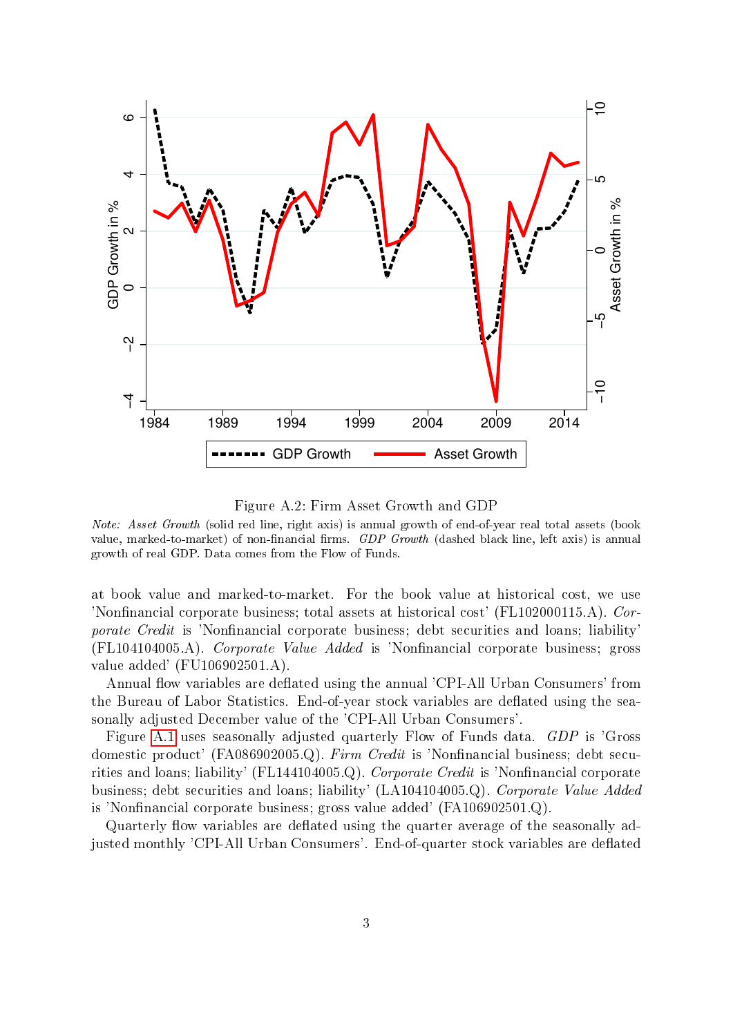Figure A.2: Firm Asset Growth and GDP

*Note: Asset Growth* (solid red line, right axis) is annual growth of end-of-year real total assets (book value, marked-to-market) of non-financial firms. *GDP Growth* (dashed black line, left axis) is annual growth of real GDP. Data comes from the Flow of Funds.

at book value and marked-to-market. For the book value at historical cost, we use 'Nonfinancial corporate business; total assets at historical cost' (FL102000115.A). *Corporate Credit* is 'Nonfinancial corporate business; debt securities and loans; liability' (FL104104005.A). *Corporate Value Added* is 'Nonfinancial corporate business; gross value added' (FU106902501.A).

Annual flow variables are deflated using the annual 'CPI-All Urban Consumers' from the Bureau of Labor Statistics. End-of-year stock variables are deflated using the seasonally adjusted December value of the 'CPI-All Urban Consumers'.

Figure A.1 uses seasonally adjusted quarterly Flow of Funds data. *GDP* is 'Gross domestic product' (FA086902005.Q). *Firm Credit* is 'Nonfinancial business; debt securities and loans; liability' (FL144104005.Q). *Corporate Credit* is 'Nonfinancial corporate business; debt securities and loans; liability' (LA104104005.Q). *Corporate Value Added* is 'Nonfinancial corporate business; gross value added' (FA106902501.Q).

Quarterly flow variables are deflated using the quarter average of the seasonally adjusted monthly 'CPI-All Urban Consumers'. End-of-quarter stock variables are deflated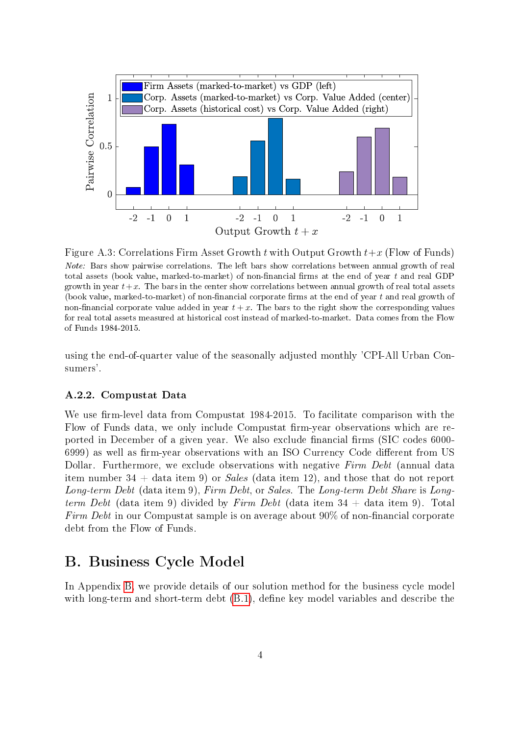Figure A.3: Correlations Firm Asset Growth $t$ with Output Growth $t+x$ (Flow of Funds)

*Note:* Bars show pairwise correlations. The left bars show correlations between annual growth of real total assets (book value, marked-to-market) of non-financial firms at the end of year $t$ and real GDP growth in year $t+x$. The bars in the center show correlations between annual growth of real total assets (book value, marked-to-market) of non-financial corporate firms at the end of year $t$ and real growth of non-financial corporate value added in year $t+x$. The bars to the right show the corresponding values for real total assets measured at historical cost instead of marked-to-market. Data comes from the Flow of Funds 1984-2015.

using the end-of-quarter value of the seasonally adjusted monthly 'CPI-All Urban Consumers'.

### A.2.2. Compustat Data

We use firm-level data from Compustat 1984-2015. To facilitate comparison with the Flow of Funds data, we only include Compustat firm-year observations which are reported in December of a given year. We also exclude financial firms (SIC codes 6000-6999) as well as firm-year observations with an ISO Currency Code different from US Dollar. Furthermore, we exclude observations with negative *Firm Debt* (annual data item number 34 + data item 9) or *Sales* (data item 12), and those that do not report *Long-term Debt* (data item 9), *Firm Debt*, or *Sales*. The *Long-term Debt Share* is *Long-term Debt* (data item 9) divided by *Firm Debt* (data item 34 + data item 9). Total *Firm Debt* in our Compustat sample is on average about 90% of non-financial corporate debt from the Flow of Funds.

# B. Business Cycle Model

In Appendix B, we provide details of our solution method for the business cycle model with long-term and short-term debt (B.1), define key model variables and describe the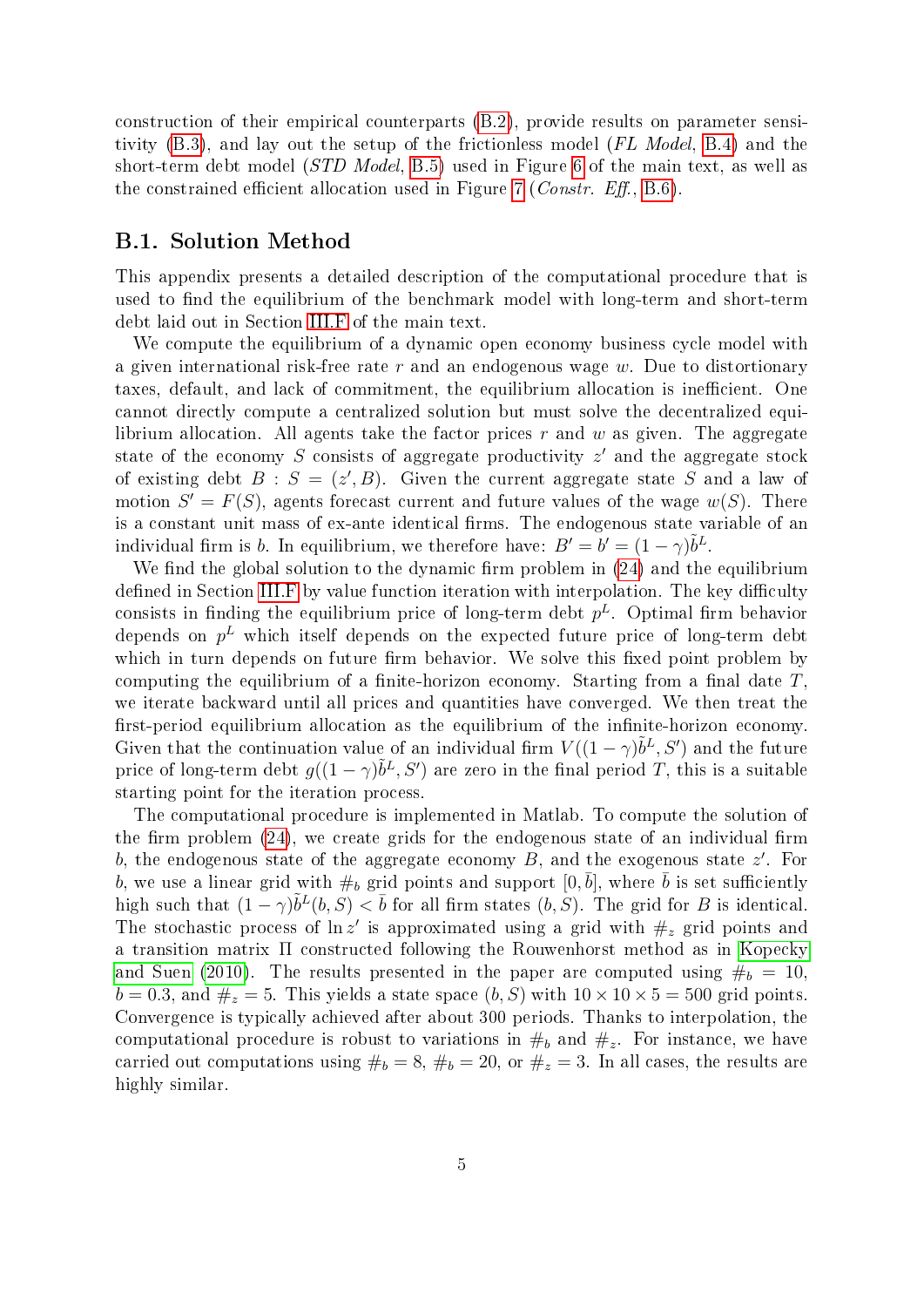construction of their empirical counterparts (B.2), provide results on parameter sensitivity (B.3), and lay out the setup of the frictionless model (*FL Model*, B.4) and the short-term debt model (*STD Model*, B.5) used in Figure 6 of the main text, as well as the constrained efficient allocation used in Figure 7 (*Constr. Eff.*, B.6).

## B.1. Solution Method

This appendix presents a detailed description of the computational procedure that is used to find the equilibrium of the benchmark model with long-term and short-term debt laid out in Section III.F of the main text.

We compute the equilibrium of a dynamic open economy business cycle model with a given international risk-free rate $r$ and an endogenous wage $w$. Due to distortionary taxes, default, and lack of commitment, the equilibrium allocation is inefficient. One cannot directly compute a centralized solution but must solve the decentralized equilibrium allocation. All agents take the factor prices $r$ and $w$ as given. The aggregate state of the economy $S$ consists of aggregate productivity $z'$ and the aggregate stock of existing debt $B$ : $S = (z', B)$. Given the current aggregate state $S$ and a law of motion $S' = F(S)$, agents forecast current and future values of the wage $w(S)$. There is a constant unit mass of ex-ante identical firms. The endogenous state variable of an individual firm is $b$. In equilibrium, we therefore have: $B' = b' = (1-\gamma)\tilde{b}^L$.

We find the global solution to the dynamic firm problem in (24) and the equilibrium defined in Section III.F by value function iteration with interpolation. The key difficulty consists in finding the equilibrium price of long-term debt $p^L$. Optimal firm behavior depends on $p^L$ which itself depends on the expected future price of long-term debt which in turn depends on future firm behavior. We solve this fixed point problem by computing the equilibrium of a finite-horizon economy. Starting from a final date $T$, we iterate backward until all prices and quantities have converged. We then treat the first-period equilibrium allocation as the equilibrium of the infinite-horizon economy. Given that the continuation value of an individual firm $V((1-\gamma)\tilde{b}^L, S')$ and the future price of long-term debt $g((1-\gamma)\tilde{b}^L, S')$ are zero in the final period $T$, this is a suitable starting point for the iteration process.

The computational procedure is implemented in Matlab. To compute the solution of the firm problem (24), we create grids for the endogenous state of an individual firm $b$, the endogenous state of the aggregate economy $B$, and the exogenous state $z'$. For $b$, we use a linear grid with $\#_b$ grid points and support $[0, \bar{b}]$, where $\bar{b}$ is set sufficiently high such that $(1-\gamma)\tilde{b}^L(b, S) < \bar{b}$ for all firm states $(b, S)$. The grid for $B$ is identical. The stochastic process of $\ln z'$ is approximated using a grid with $\#_z$ grid points and a transition matrix $\Pi$ constructed following the Rouwenhorst method as in Kopecky and Suen (2010). The results presented in the paper are computed using $\#_b = 10$, $\bar{b} = 0.3$, and $\#_z = 5$. This yields a state space $(b, S)$ with $10 \times 10 \times 5 = 500$ grid points. Convergence is typically achieved after about 300 periods. Thanks to interpolation, the computational procedure is robust to variations in $\#_b$ and $\#_z$. For instance, we have carried out computations using $\#_b = 8$, $\#_b = 20$, or $\#_z = 3$. In all cases, the results are highly similar.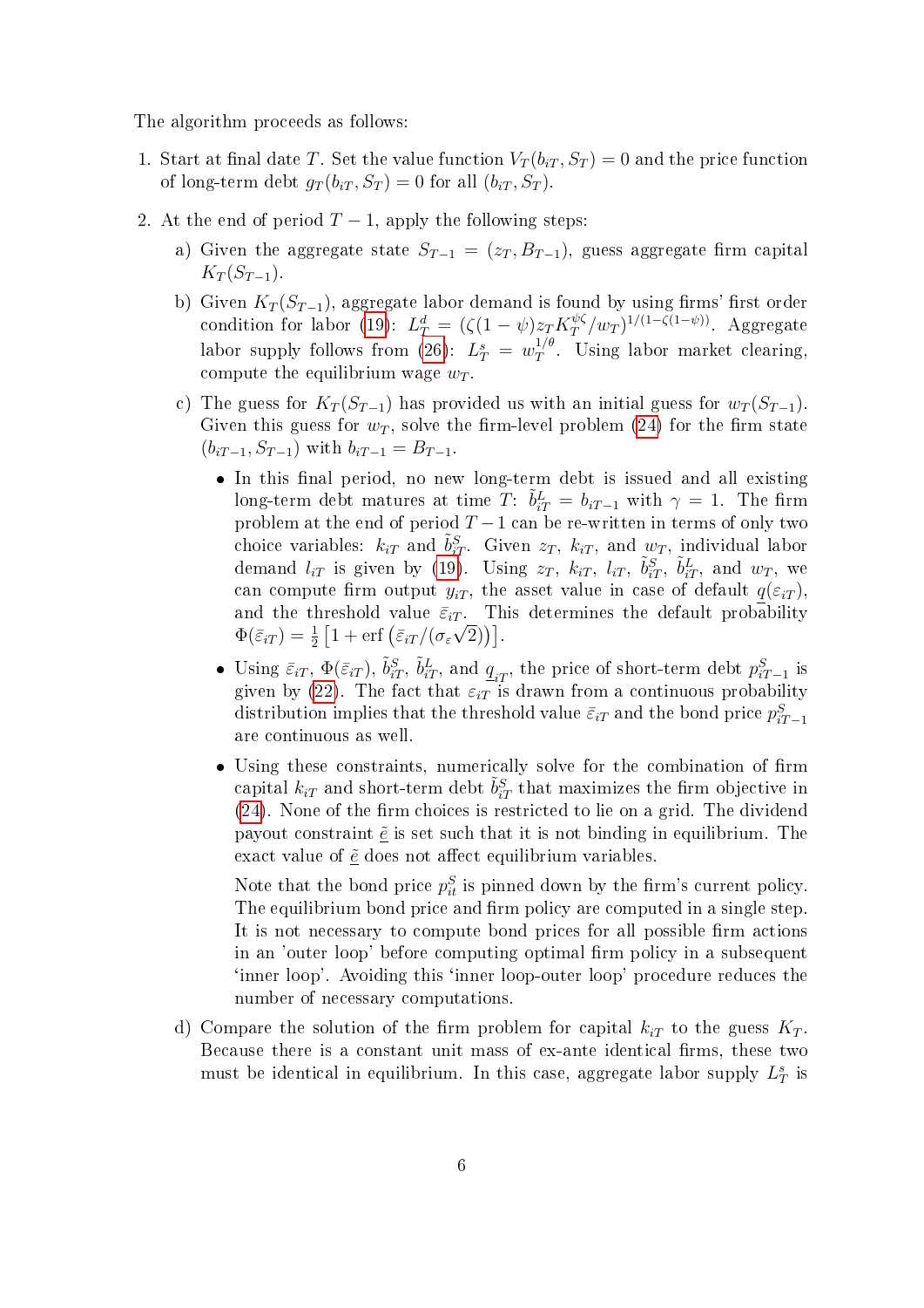The algorithm proceeds as follows:

1. Start at final date $T$. Set the value function $V_T(b_{iT}, S_T) = 0$ and the price function of long-term debt $g_T(b_{iT}, S_T) = 0$ for all $(b_{iT}, S_T)$.

2. At the end of period $T-1$, apply the following steps:

   a) Given the aggregate state $S_{T-1} = (z_T, B_{T-1})$, guess aggregate firm capital $K_T(S_{T-1})$.

   b) Given $K_T(S_{T-1})$, aggregate labor demand is found by using firms' first order condition for labor (19): $L^d_T = (\zeta(1-\psi) z_T K_T^{\psi\zeta}/w_T)^{1/(1-\zeta(1-\psi))}$. Aggregate labor supply follows from (26): $L^s_T = w_T^{1/\theta}$. Using labor market clearing, compute the equilibrium wage $w_T$.

   c) The guess for $K_T(S_{T-1})$ has provided us with an initial guess for $w_T(S_{T-1})$. Given this guess for $w_T$, solve the firm-level problem (24) for the firm state $(b_{iT-1}, S_{T-1})$ with $b_{iT-1} = B_{T-1}$.

      - In this final period, no new long-term debt is issued and all existing long-term debt matures at time $T$: $\tilde{b}^L_{iT} = b_{iT-1}$ with $\gamma = 1$. The firm problem at the end of period $T-1$ can be re-written in terms of only two choice variables: $k_{iT}$ and $\tilde{b}^S_{iT}$. Given $z_T$, $k_{iT}$, and $w_T$, individual labor demand $l_{iT}$ is given by (19). Using $z_T$, $k_{iT}$, $l_{iT}$, $\tilde{b}^S_{iT}$, $\tilde{b}^L_{iT}$, and $w_T$, we can compute firm output $y_{iT}$, the asset value in case of default $\underline{q}(\varepsilon_{iT})$, and the threshold value $\bar{\varepsilon}_{iT}$. This determines the default probability $\Phi(\bar{\varepsilon}_{iT}) = \frac{1}{2}\left[1 + \text{erf}\left(\bar{\varepsilon}_{iT}/(\sigma_\varepsilon\sqrt{2})\right)\right]$.

      - Using $\bar{\varepsilon}_{iT}$, $\Phi(\bar{\varepsilon}_{iT})$, $\tilde{b}^S_{iT}$, $\tilde{b}^L_{iT}$, and $\underline{q}_{iT}$, the price of short-term debt $p^S_{iT-1}$ is given by (22). The fact that $\varepsilon_{iT}$ is drawn from a continuous probability distribution implies that the threshold value $\bar{\varepsilon}_{iT}$ and the bond price $p^S_{iT-1}$ are continuous as well.

      - Using these constraints, numerically solve for the combination of firm capital $k_{iT}$ and short-term debt $\tilde{b}^S_{iT}$ that maximizes the firm objective in (24). None of the firm choices is restricted to lie on a grid. The dividend payout constraint $\underline{\tilde{e}}$ is set such that it is not binding in equilibrium. The exact value of $\underline{\tilde{e}}$ does not affect equilibrium variables.

        Note that the bond price $p^S_{it}$ is pinned down by the firm's current policy. The equilibrium bond price and firm policy are computed in a single step. It is not necessary to compute bond prices for all possible firm actions in an 'outer loop' before computing optimal firm policy in a subsequent 'inner loop'. Avoiding this 'inner loop-outer loop' procedure reduces the number of necessary computations.

   d) Compare the solution of the firm problem for capital $k_{iT}$ to the guess $K_T$. Because there is a constant unit mass of ex-ante identical firms, these two must be identical in equilibrium. In this case, aggregate labor supply $L^s_T$ is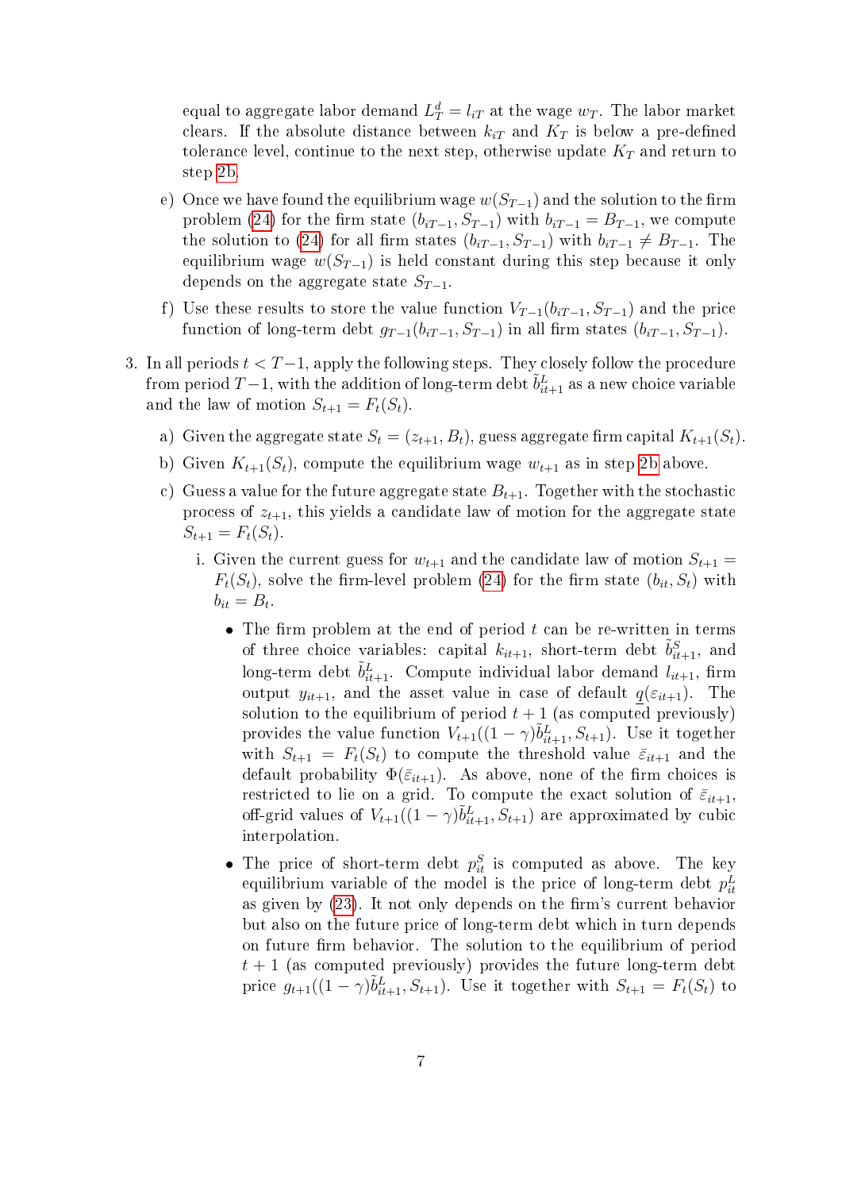equal to aggregate labor demand $L_T^d = l_{iT}$ at the wage $w_T$. The labor market clears. If the absolute distance between $k_{iT}$ and $K_T$ is below a pre-defined tolerance level, continue to the next step, otherwise update $K_T$ and return to step 2b.

   e) Once we have found the equilibrium wage $w(S_{T-1})$ and the solution to the firm problem (24) for the firm state $(b_{iT-1}, S_{T-1})$ with $b_{iT-1} = B_{T-1}$, we compute the solution to (24) for all firm states $(b_{iT-1}, S_{T-1})$ with $b_{iT-1} \neq B_{T-1}$. The equilibrium wage $w(S_{T-1})$ is held constant during this step because it only depends on the aggregate state $S_{T-1}$.

   f) Use these results to store the value function $V_{T-1}(b_{iT-1}, S_{T-1})$ and the price function of long-term debt $g_{T-1}(b_{iT-1}, S_{T-1})$ in all firm states $(b_{iT-1}, S_{T-1})$.

3. In all periods $t < T-1$, apply the following steps. They closely follow the procedure from period $T-1$, with the addition of long-term debt $\tilde{b}^L_{it+1}$ as a new choice variable and the law of motion $S_{t+1} = F_t(S_t)$.

   a) Given the aggregate state $S_t = (z_{t+1}, B_t)$, guess aggregate firm capital $K_{t+1}(S_t)$.

   b) Given $K_{t+1}(S_t)$, compute the equilibrium wage $w_{t+1}$ as in step 2b above.

   c) Guess a value for the future aggregate state $B_{t+1}$. Together with the stochastic process of $z_{t+1}$, this yields a candidate law of motion for the aggregate state $S_{t+1} = F_t(S_t)$.

      i. Given the current guess for $w_{t+1}$ and the candidate law of motion $S_{t+1} = F_t(S_t)$, solve the firm-level problem (24) for the firm state $(b_{it}, S_t)$ with $b_{it} = B_t$.

         - The firm problem at the end of period $t$ can be re-written in terms of three choice variables: capital $k_{it+1}$, short-term debt $\tilde{b}^S_{it+1}$, and long-term debt $\tilde{b}^L_{it+1}$. Compute individual labor demand $l_{it+1}$, firm output $y_{it+1}$, and the asset value in case of default $\underline{q}(\varepsilon_{it+1})$. The solution to the equilibrium of period $t+1$ (as computed previously) provides the value function $V_{t+1}((1-\gamma)\tilde{b}^L_{it+1}, S_{t+1})$. Use it together with $S_{t+1} = F_t(S_t)$ to compute the threshold value $\bar{\varepsilon}_{it+1}$ and the default probability $\Phi(\bar{\varepsilon}_{it+1})$. As above, none of the firm choices is restricted to lie on a grid. To compute the exact solution of $\bar{\varepsilon}_{it+1}$, off-grid values of $V_{t+1}((1-\gamma)\tilde{b}^L_{it+1}, S_{t+1})$ are approximated by cubic interpolation.

         - The price of short-term debt $p^S_{it}$ is computed as above. The key equilibrium variable of the model is the price of long-term debt $p^L_{it}$ as given by (23). It not only depends on the firm's current behavior but also on the future price of long-term debt which in turn depends on future firm behavior. The solution to the equilibrium of period $t+1$ (as computed previously) provides the future long-term debt price $g_{t+1}((1-\gamma)\tilde{b}^L_{it+1}, S_{t+1})$. Use it together with $S_{t+1} = F_t(S_t)$ to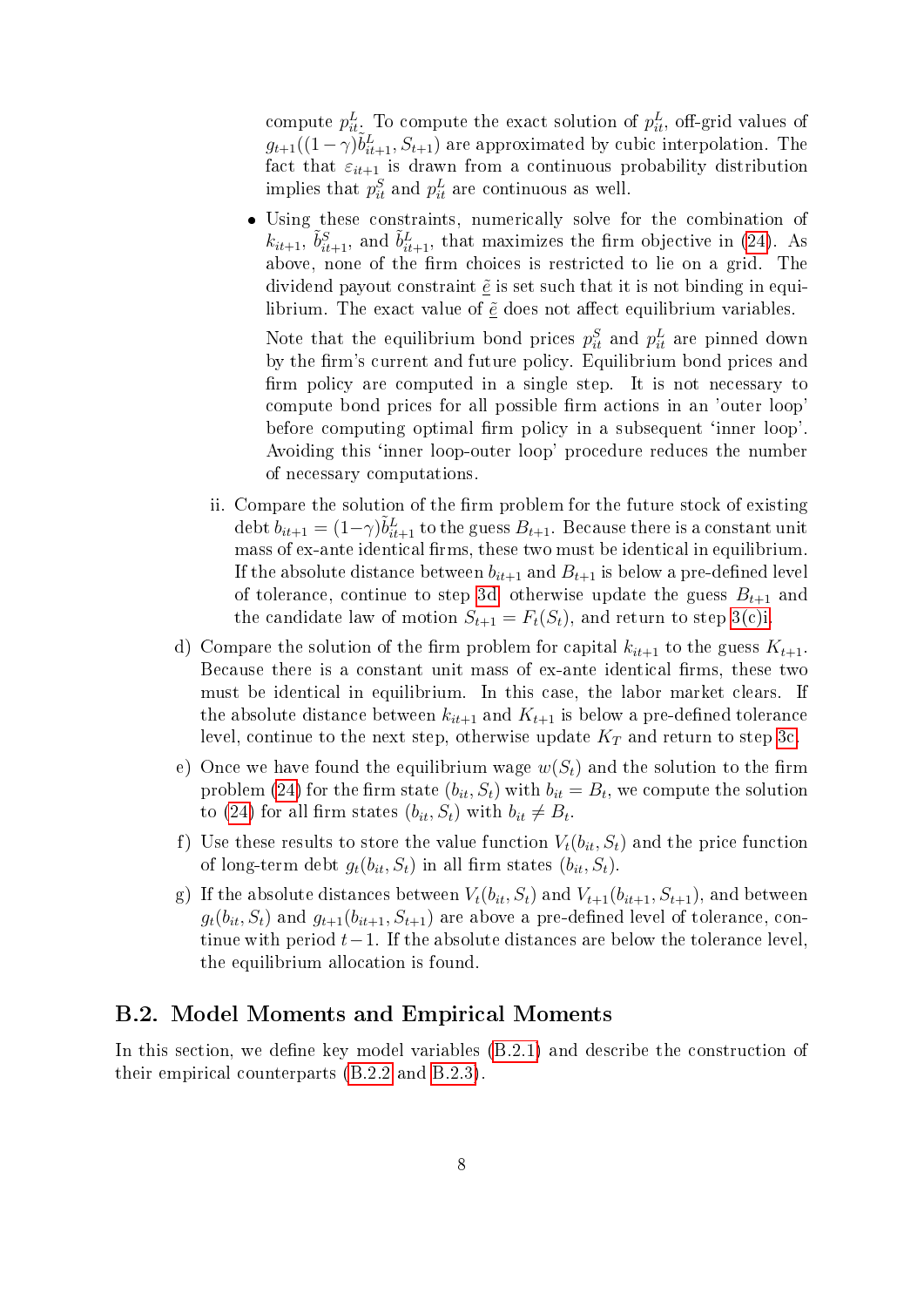compute $p^L_{it}$. To compute the exact solution of $p^L_{it}$, off-grid values of $g_{t+1}((1-\gamma)\tilde{b}^L_{it+1}, S_{t+1})$ are approximated by cubic interpolation. The fact that $\varepsilon_{it+1}$ is drawn from a continuous probability distribution implies that $p^S_{it}$ and $p^L_{it}$ are continuous as well.

- Using these constraints, numerically solve for the combination of $k_{it+1}$, $\tilde{b}^S_{it+1}$, and $\tilde{b}^L_{it+1}$, that maximizes the firm objective in (24). As above, none of the firm choices is restricted to lie on a grid. The dividend payout constraint $\underline{\tilde{e}}$ is set such that it is not binding in equilibrium. The exact value of $\underline{\tilde{e}}$ does not affect equilibrium variables.

  Note that the equilibrium bond prices $p^S_{it}$ and $p^L_{it}$ are pinned down by the firm's current and future policy. Equilibrium bond prices and firm policy are computed in a single step. It is not necessary to compute bond prices for all possible firm actions in an 'outer loop' before computing optimal firm policy in a subsequent 'inner loop'. Avoiding this 'inner loop-outer loop' procedure reduces the number of necessary computations.

ii. Compare the solution of the firm problem for the future stock of existing debt $b_{it+1} = (1-\gamma)\tilde{b}^L_{it+1}$ to the guess $B_{t+1}$. Because there is a constant unit mass of ex-ante identical firms, these two must be identical in equilibrium. If the absolute distance between $b_{it+1}$ and $B_{t+1}$ is below a pre-defined level of tolerance, continue to step 3d, otherwise update the guess $B_{t+1}$ and the candidate law of motion $S_{t+1} = F_t(S_t)$, and return to step 3(c)i.

d) Compare the solution of the firm problem for capital $k_{it+1}$ to the guess $K_{t+1}$. Because there is a constant unit mass of ex-ante identical firms, these two must be identical in equilibrium. In this case, the labor market clears. If the absolute distance between $k_{it+1}$ and $K_{t+1}$ is below a pre-defined tolerance level, continue to the next step, otherwise update $K_T$ and return to step 3c.

e) Once we have found the equilibrium wage $w(S_t)$ and the solution to the firm problem (24) for the firm state $(b_{it}, S_t)$ with $b_{it} = B_t$, we compute the solution to (24) for all firm states $(b_{it}, S_t)$ with $b_{it} \neq B_t$.

f) Use these results to store the value function $V_t(b_{it}, S_t)$ and the price function of long-term debt $g_t(b_{it}, S_t)$ in all firm states $(b_{it}, S_t)$.

g) If the absolute distances between $V_t(b_{it}, S_t)$ and $V_{t+1}(b_{it+1}, S_{t+1})$, and between $g_t(b_{it}, S_t)$ and $g_{t+1}(b_{it+1}, S_{t+1})$ are above a pre-defined level of tolerance, continue with period $t-1$. If the absolute distances are below the tolerance level, the equilibrium allocation is found.

## B.2. Model Moments and Empirical Moments

In this section, we define key model variables (B.2.1) and describe the construction of their empirical counterparts (B.2.2 and B.2.3).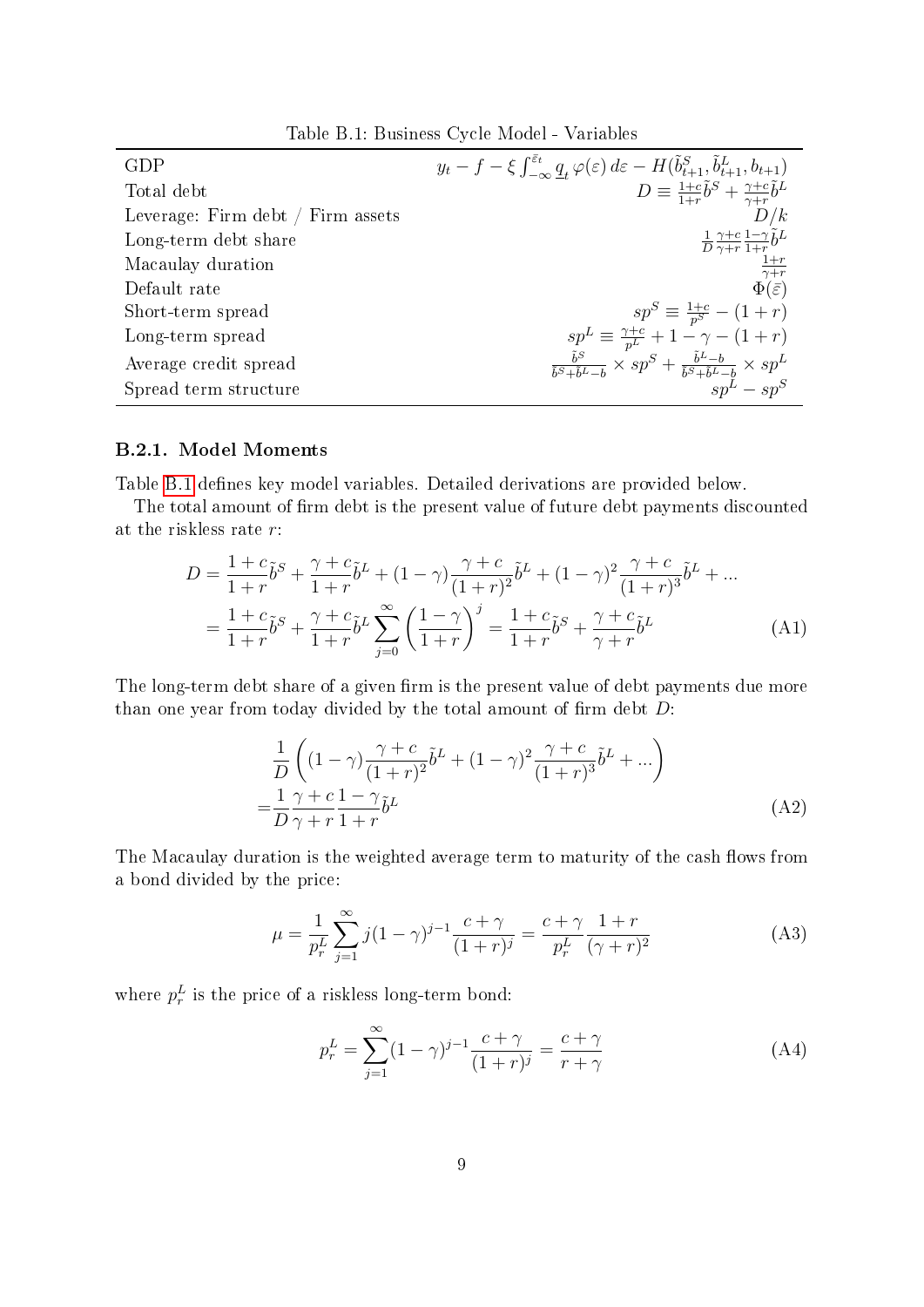Table B.1: Business Cycle Model - Variables

| | |
|---|---|
| GDP | $y_t - f - \xi \int_{-\infty}^{\bar{\varepsilon}_t} \underline{q}_t \, \varphi(\varepsilon)\, d\varepsilon - H(\tilde{b}^S_{t+1}, \tilde{b}^L_{t+1}, b_{t+1})$ |
| Total debt | $D \equiv \frac{1+c}{1+r}\tilde{b}^S + \frac{\gamma+c}{\gamma+r}\tilde{b}^L$ |
| Leverage: Firm debt / Firm assets | $D/k$ |
| Long-term debt share | $\frac{1}{D}\frac{\gamma+c}{\gamma+r}\frac{1-\gamma}{1+r}\tilde{b}^L$ |
| Macaulay duration | $\frac{1+r}{\gamma+r}$ |
| Default rate | $\Phi(\bar{\varepsilon})$ |
| Short-term spread | $sp^S \equiv \frac{1+c}{p^S} - (1+r)$ |
| Long-term spread | $sp^L \equiv \frac{\gamma+c}{p^L} + 1 - \gamma - (1+r)$ |
| Average credit spread | $\frac{\tilde{b}^S}{\tilde{b}^S + \tilde{b}^L - b} \times sp^S + \frac{\tilde{b}^L - b}{\tilde{b}^S + \tilde{b}^L - b} \times sp^L$ |
| Spread term structure | $sp^L - sp^S$ |

### B.2.1. Model Moments

Table B.1 defines key model variables. Detailed derivations are provided below.

The total amount of firm debt is the present value of future debt payments discounted at the riskless rate $r$:

$$
\begin{aligned}
D &= \frac{1+c}{1+r}\tilde{b}^S + \frac{\gamma+c}{1+r}\tilde{b}^L + (1-\gamma)\frac{\gamma+c}{(1+r)^2}\tilde{b}^L + (1-\gamma)^2\frac{\gamma+c}{(1+r)^3}\tilde{b}^L + ... \\
&= \frac{1+c}{1+r}\tilde{b}^S + \frac{\gamma+c}{1+r}\tilde{b}^L \sum_{j=0}^{\infty}\left(\frac{1-\gamma}{1+r}\right)^j = \frac{1+c}{1+r}\tilde{b}^S + \frac{\gamma+c}{\gamma+r}\tilde{b}^L
\end{aligned} \tag{A1}
$$

The long-term debt share of a given firm is the present value of debt payments due more than one year from today divided by the total amount of firm debt $D$:

$$
\begin{aligned}
&\frac{1}{D}\left((1-\gamma)\frac{\gamma+c}{(1+r)^2}\tilde{b}^L + (1-\gamma)^2\frac{\gamma+c}{(1+r)^3}\tilde{b}^L + ...\right) \\
=&\frac{1}{D}\frac{\gamma+c}{\gamma+r}\frac{1-\gamma}{1+r}\tilde{b}^L
\end{aligned} \tag{A2}
$$

The Macaulay duration is the weighted average term to maturity of the cash flows from a bond divided by the price:

$$
\mu = \frac{1}{p^L_r}\sum_{j=1}^{\infty} j(1-\gamma)^{j-1}\frac{c+\gamma}{(1+r)^j} = \frac{c+\gamma}{p^L_r}\frac{1+r}{(\gamma+r)^2} \tag{A3}
$$

where $p^L_r$ is the price of a riskless long-term bond:

$$
p^L_r = \sum_{j=1}^{\infty}(1-\gamma)^{j-1}\frac{c+\gamma}{(1+r)^j} = \frac{c+\gamma}{r+\gamma} \tag{A4}
$$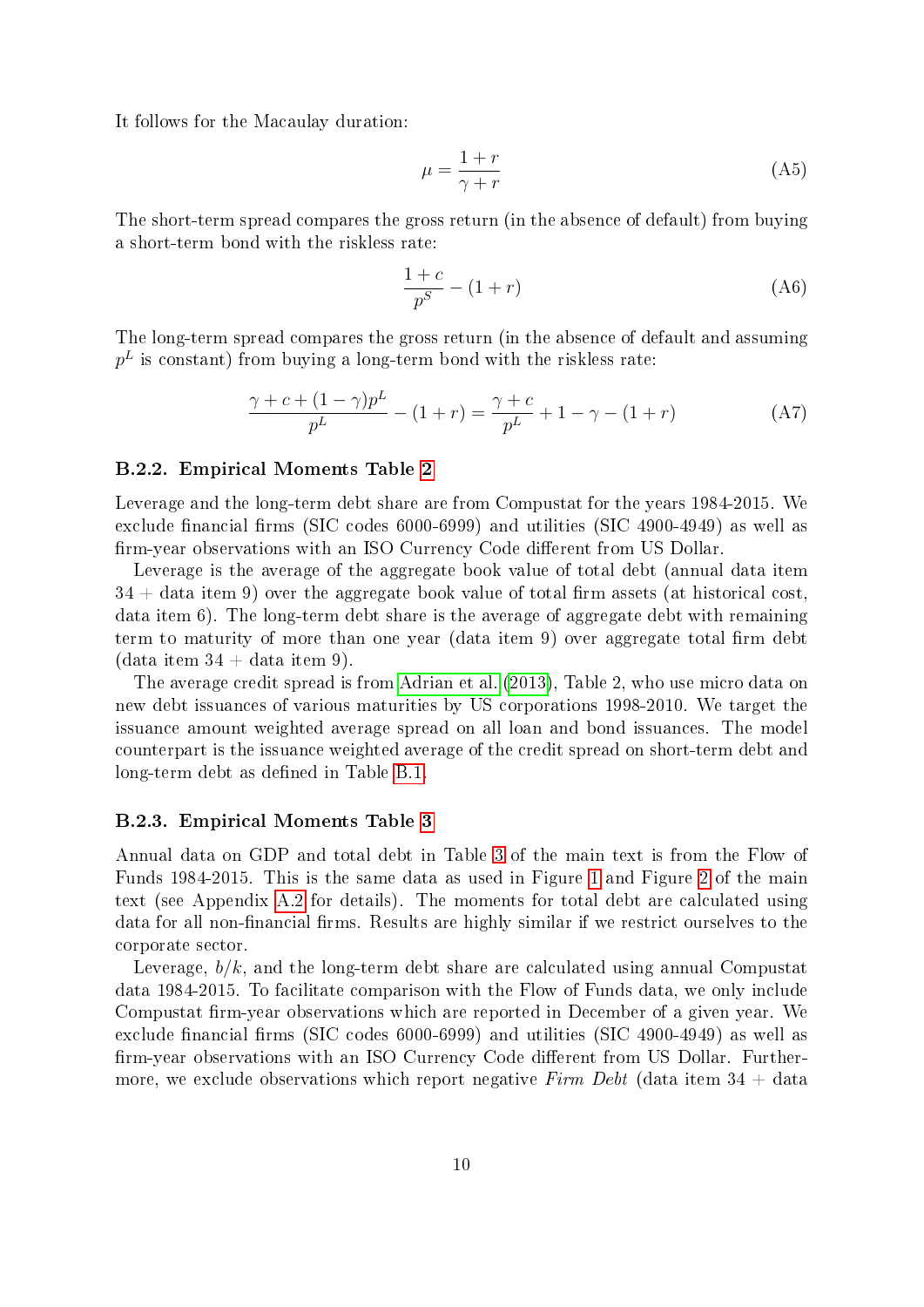It follows for the Macaulay duration:

$$\mu = \frac{1+r}{\gamma + r} \tag{A5}$$

The short-term spread compares the gross return (in the absence of default) from buying a short-term bond with the riskless rate:

$$\frac{1+c}{p^S} - (1+r) \tag{A6}$$

The long-term spread compares the gross return (in the absence of default and assuming $p^L$ is constant) from buying a long-term bond with the riskless rate:

$$\frac{\gamma + c + (1-\gamma)p^L}{p^L} - (1+r) = \frac{\gamma + c}{p^L} + 1 - \gamma - (1+r) \tag{A7}$$

### B.2.2. Empirical Moments Table 2

Leverage and the long-term debt share are from Compustat for the years 1984-2015. We exclude financial firms (SIC codes 6000-6999) and utilities (SIC 4900-4949) as well as firm-year observations with an ISO Currency Code different from US Dollar.

Leverage is the average of the aggregate book value of total debt (annual data item 34 + data item 9) over the aggregate book value of total firm assets (at historical cost, data item 6). The long-term debt share is the average of aggregate debt with remaining term to maturity of more than one year (data item 9) over aggregate total firm debt (data item 34 + data item 9).

The average credit spread is from Adrian et al. (2013), Table 2, who use micro data on new debt issuances of various maturities by US corporations 1998-2010. We target the issuance amount weighted average spread on all loan and bond issuances. The model counterpart is the issuance weighted average of the credit spread on short-term debt and long-term debt as defined in Table B.1.

### B.2.3. Empirical Moments Table 3

Annual data on GDP and total debt in Table 3 of the main text is from the Flow of Funds 1984-2015. This is the same data as used in Figure 1 and Figure 2 of the main text (see Appendix A.2 for details). The moments for total debt are calculated using data for all non-financial firms. Results are highly similar if we restrict ourselves to the corporate sector.

Leverage, $b/k$, and the long-term debt share are calculated using annual Compustat data 1984-2015. To facilitate comparison with the Flow of Funds data, we only include Compustat firm-year observations which are reported in December of a given year. We exclude financial firms (SIC codes 6000-6999) and utilities (SIC 4900-4949) as well as firm-year observations with an ISO Currency Code different from US Dollar. Furthermore, we exclude observations which report negative *Firm Debt* (data item 34 + data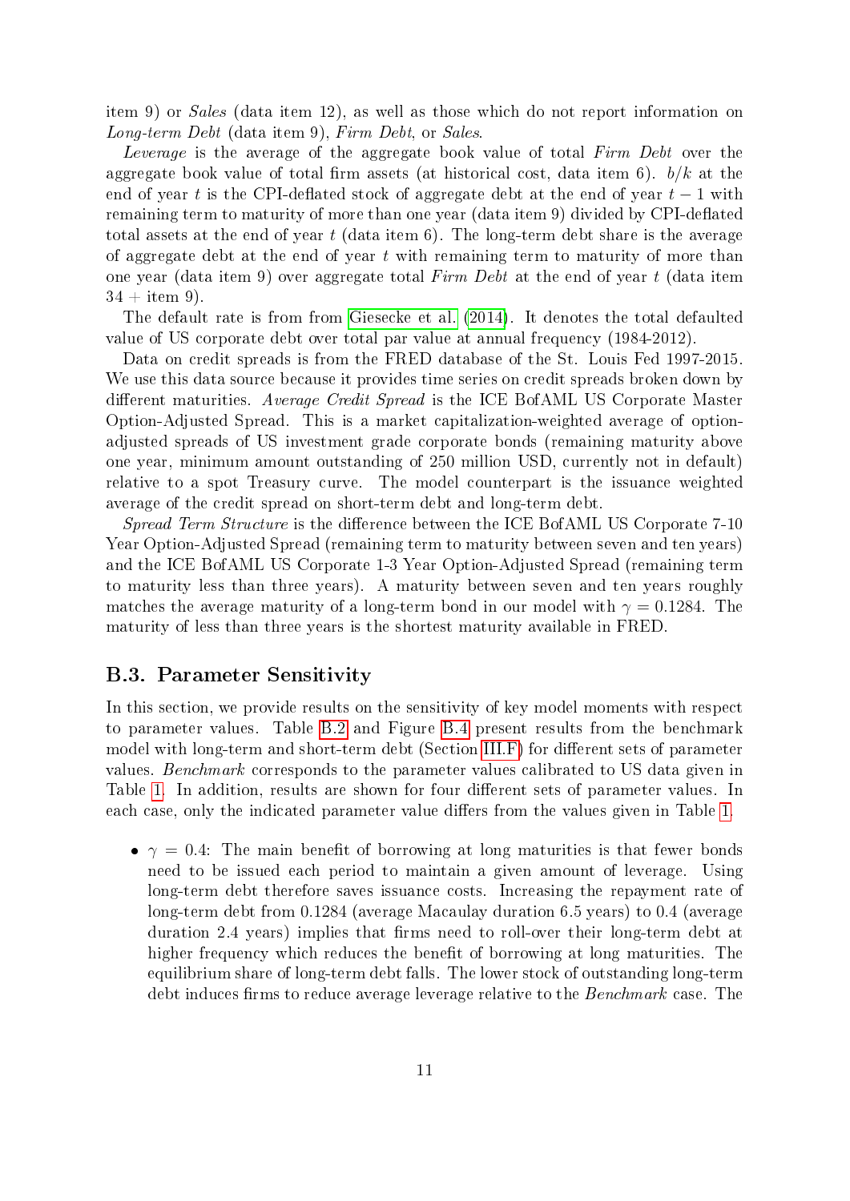item 9) or *Sales* (data item 12), as well as those which do not report information on *Long-term Debt* (data item 9), *Firm Debt*, or *Sales*.

*Leverage* is the average of the aggregate book value of total *Firm Debt* over the aggregate book value of total firm assets (at historical cost, data item 6). $b/k$ at the end of year $t$ is the CPI-deflated stock of aggregate debt at the end of year $t-1$ with remaining term to maturity of more than one year (data item 9) divided by CPI-deflated total assets at the end of year $t$ (data item 6). The long-term debt share is the average of aggregate debt at the end of year $t$ with remaining term to maturity of more than one year (data item 9) over aggregate total *Firm Debt* at the end of year $t$ (data item 34 + item 9).

The default rate is from from Giesecke et al. (2014). It denotes the total defaulted value of US corporate debt over total par value at annual frequency (1984-2012).

Data on credit spreads is from the FRED database of the St. Louis Fed 1997-2015. We use this data source because it provides time series on credit spreads broken down by different maturities. *Average Credit Spread* is the ICE BofAML US Corporate Master Option-Adjusted Spread. This is a market capitalization-weighted average of option-adjusted spreads of US investment grade corporate bonds (remaining maturity above one year, minimum amount outstanding of 250 million USD, currently not in default) relative to a spot Treasury curve. The model counterpart is the issuance weighted average of the credit spread on short-term debt and long-term debt.

*Spread Term Structure* is the difference between the ICE BofAML US Corporate 7-10 Year Option-Adjusted Spread (remaining term to maturity between seven and ten years) and the ICE BofAML US Corporate 1-3 Year Option-Adjusted Spread (remaining term to maturity less than three years). A maturity between seven and ten years roughly matches the average maturity of a long-term bond in our model with $\gamma = 0.1284$. The maturity of less than three years is the shortest maturity available in FRED.

## B.3. Parameter Sensitivity

In this section, we provide results on the sensitivity of key model moments with respect to parameter values. Table B.2 and Figure B.4 present results from the benchmark model with long-term and short-term debt (Section III.F) for different sets of parameter values. *Benchmark* corresponds to the parameter values calibrated to US data given in Table 1. In addition, results are shown for four different sets of parameter values. In each case, only the indicated parameter value differs from the values given in Table 1.

- $\gamma = 0.4$: The main benefit of borrowing at long maturities is that fewer bonds need to be issued each period to maintain a given amount of leverage. Using long-term debt therefore saves issuance costs. Increasing the repayment rate of long-term debt from 0.1284 (average Macaulay duration 6.5 years) to 0.4 (average duration 2.4 years) implies that firms need to roll-over their long-term debt at higher frequency which reduces the benefit of borrowing at long maturities. The equilibrium share of long-term debt falls. The lower stock of outstanding long-term debt induces firms to reduce average leverage relative to the *Benchmark* case. The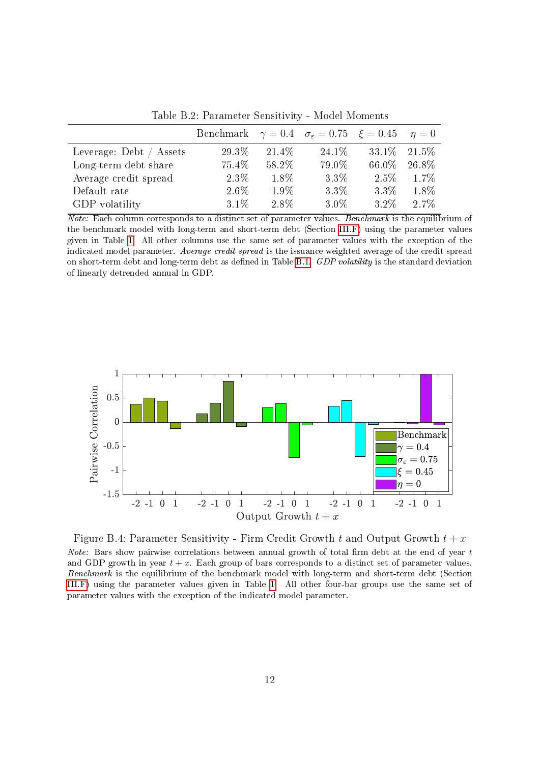Table B.2: Parameter Sensitivity - Model Moments

| | Benchmark | $\gamma = 0.4$ | $\sigma_\varepsilon = 0.75$ | $\xi = 0.45$ | $\eta = 0$ |
|---|---|---|---|---|---|
| Leverage: Debt / Assets | 29.3% | 21.4% | 24.1% | 33.1% | 21.5% |
| Long-term debt share | 75.4% | 58.2% | 79.0% | 66.0% | 26.8% |
| Average credit spread | 2.3% | 1.8% | 3.3% | 2.5% | 1.7% |
| Default rate | 2.6% | 1.9% | 3.3% | 3.3% | 1.8% |
| GDP volatility | 3.1% | 2.8% | 3.0% | 3.2% | 2.7% |

*Note:* Each column corresponds to a distinct set of parameter values. *Benchmark* is the equilibrium of the benchmark model with long-term and short-term debt (Section III.F) using the parameter values given in Table 1. All other columns use the same set of parameter values with the exception of the indicated model parameter. *Average credit spread* is the issuance weighted average of the credit spread on short-term debt and long-term debt as defined in Table B.1. *GDP volatility* is the standard deviation of linearly detrended annual ln GDP.

Figure B.4: Parameter Sensitivity - Firm Credit Growth $t$ and Output Growth $t + x$

*Note:* Bars show pairwise correlations between annual growth of total firm debt at the end of year $t$ and GDP growth in year $t + x$. Each group of bars corresponds to a distinct set of parameter values. *Benchmark* is the equilibrium of the benchmark model with long-term and short-term debt (Section III.F) using the parameter values given in Table 1. All other four-bar groups use the same set of parameter values with the exception of the indicated model parameter.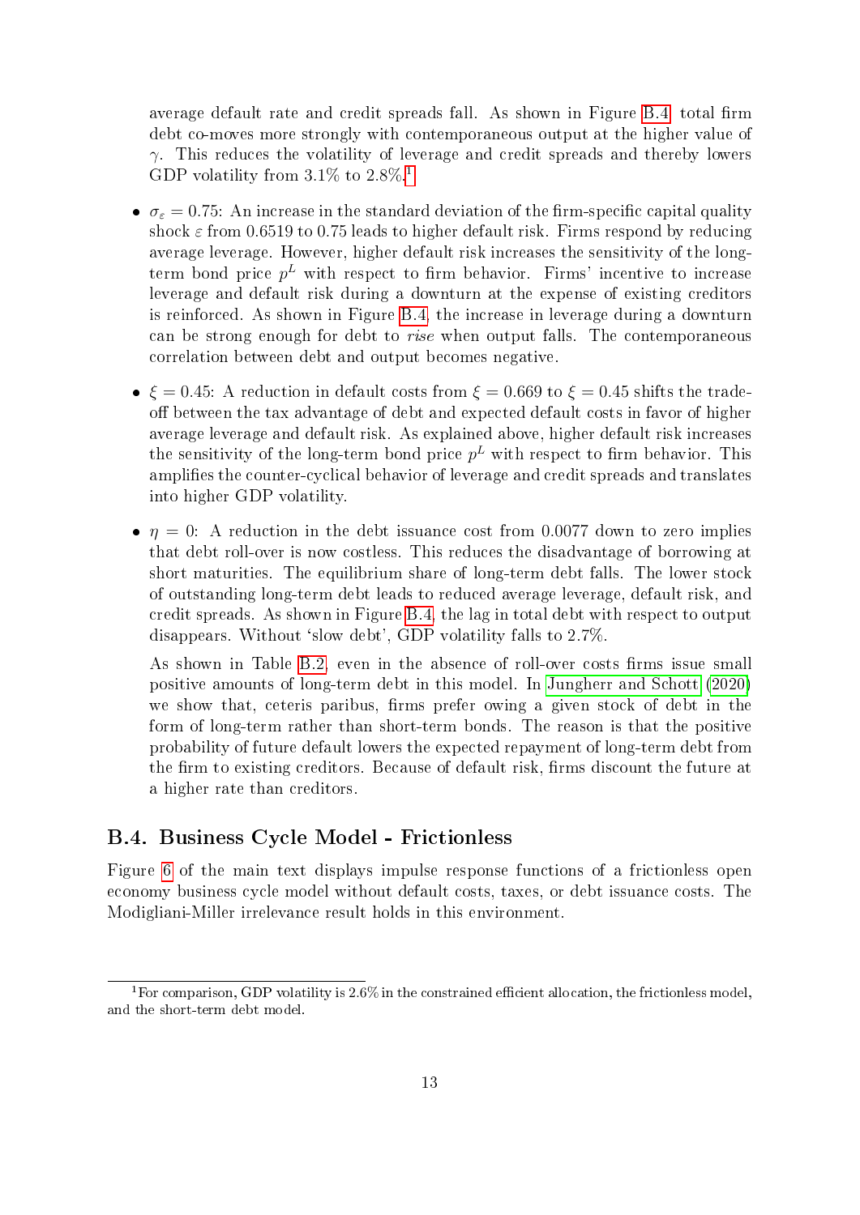average default rate and credit spreads fall. As shown in Figure B.4, total firm debt co-moves more strongly with contemporaneous output at the higher value of $\gamma$. This reduces the volatility of leverage and credit spreads and thereby lowers GDP volatility from 3.1% to 2.8%.[1]

- $\sigma_\varepsilon = 0.75$: An increase in the standard deviation of the firm-specific capital quality shock $\varepsilon$ from 0.6519 to 0.75 leads to higher default risk. Firms respond by reducing average leverage. However, higher default risk increases the sensitivity of the long-term bond price $p^L$ with respect to firm behavior. Firms' incentive to increase leverage and default risk during a downturn at the expense of existing creditors is reinforced. As shown in Figure B.4, the increase in leverage during a downturn can be strong enough for debt to *rise* when output falls. The contemporaneous correlation between debt and output becomes negative.

- $\xi = 0.45$: A reduction in default costs from $\xi = 0.669$ to $\xi = 0.45$ shifts the trade-off between the tax advantage of debt and expected default costs in favor of higher average leverage and default risk. As explained above, higher default risk increases the sensitivity of the long-term bond price $p^L$ with respect to firm behavior. This amplifies the counter-cyclical behavior of leverage and credit spreads and translates into higher GDP volatility.

- $\eta = 0$: A reduction in the debt issuance cost from 0.0077 down to zero implies that debt roll-over is now costless. This reduces the disadvantage of borrowing at short maturities. The equilibrium share of long-term debt falls. The lower stock of outstanding long-term debt leads to reduced average leverage, default risk, and credit spreads. As shown in Figure B.4, the lag in total debt with respect to output disappears. Without 'slow debt', GDP volatility falls to 2.7%.

  As shown in Table B.2, even in the absence of roll-over costs firms issue small positive amounts of long-term debt in this model. In Jungherr and Schott (2020) we show that, ceteris paribus, firms prefer owing a given stock of debt in the form of long-term rather than short-term bonds. The reason is that the positive probability of future default lowers the expected repayment of long-term debt from the firm to existing creditors. Because of default risk, firms discount the future at a higher rate than creditors.

## B.4. Business Cycle Model - Frictionless

Figure 6 of the main text displays impulse response functions of a frictionless open economy business cycle model without default costs, taxes, or debt issuance costs. The Modigliani-Miller irrelevance result holds in this environment.

[1] For comparison, GDP volatility is 2.6% in the constrained efficient allocation, the frictionless model, and the short-term debt model.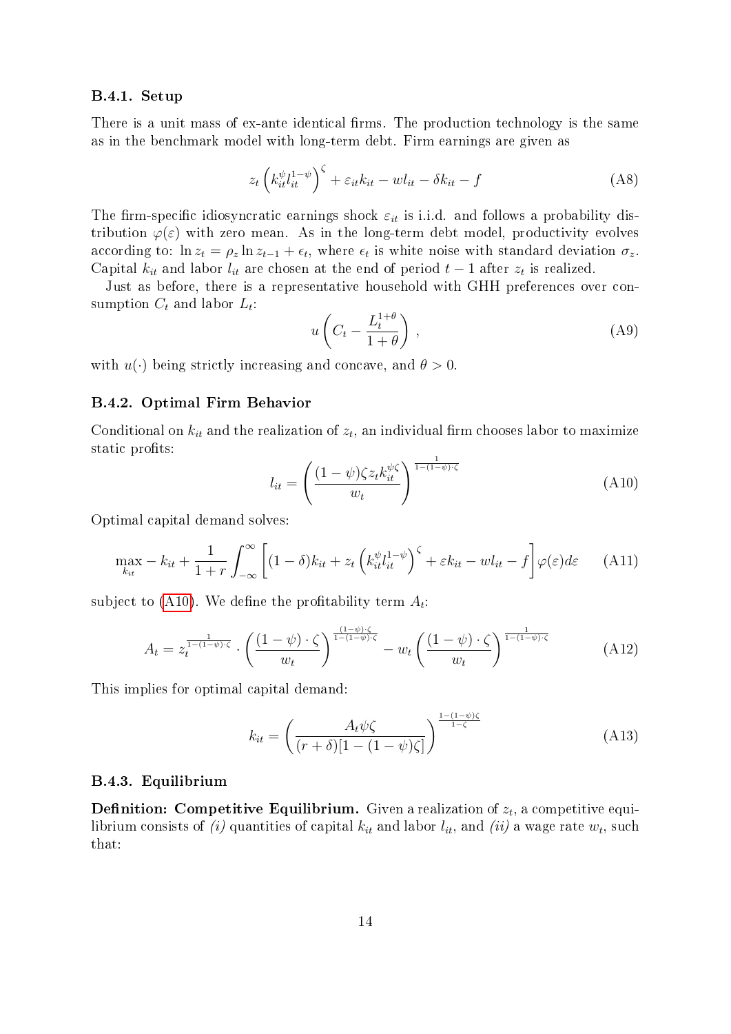### B.4.1. Setup

There is a unit mass of ex-ante identical firms. The production technology is the same as in the benchmark model with long-term debt. Firm earnings are given as

$$z_t \left(k_{it}^{\psi} l_{it}^{1-\psi}\right)^{\zeta} + \varepsilon_{it} k_{it} - w l_{it} - \delta k_{it} - f \tag{A8}$$

The firm-specific idiosyncratic earnings shock $\varepsilon_{it}$ is i.i.d. and follows a probability distribution $\varphi(\varepsilon)$ with zero mean. As in the long-term debt model, productivity evolves according to: $\ln z_t = \rho_z \ln z_{t-1} + \epsilon_t$, where $\epsilon_t$ is white noise with standard deviation $\sigma_z$. Capital $k_{it}$ and labor $l_{it}$ are chosen at the end of period $t-1$ after $z_t$ is realized.

Just as before, there is a representative household with GHH preferences over consumption $C_t$ and labor $L_t$:

$$u\left(C_t - \frac{L_t^{1+\theta}}{1+\theta}\right), \tag{A9}$$

with $u(\cdot)$ being strictly increasing and concave, and $\theta > 0$.

### B.4.2. Optimal Firm Behavior

Conditional on $k_{it}$ and the realization of $z_t$, an individual firm chooses labor to maximize static profits:

$$l_{it} = \left(\frac{(1-\psi)\zeta z_t k_{it}^{\psi\zeta}}{w_t}\right)^{\frac{1}{1-(1-\psi)\cdot\zeta}} \tag{A10}$$

Optimal capital demand solves:

$$\max_{k_{it}} -k_{it} + \frac{1}{1+r}\int_{-\infty}^{\infty}\left[(1-\delta)k_{it} + z_t\left(k_{it}^{\psi} l_{it}^{1-\psi}\right)^{\zeta} + \varepsilon k_{it} - w l_{it} - f\right]\varphi(\varepsilon)d\varepsilon \tag{A11}$$

subject to (A10). We define the profitability term $A_t$:

$$A_t = z_t^{\frac{1}{1-(1-\psi)\cdot\zeta}} \cdot \left(\frac{(1-\psi)\cdot\zeta}{w_t}\right)^{\frac{(1-\psi)\cdot\zeta}{1-(1-\psi)\cdot\zeta}} - w_t\left(\frac{(1-\psi)\cdot\zeta}{w_t}\right)^{\frac{1}{1-(1-\psi)\cdot\zeta}} \tag{A12}$$

This implies for optimal capital demand:

$$k_{it} = \left(\frac{A_t\psi\zeta}{(r+\delta)[1-(1-\psi)\zeta]}\right)^{\frac{1-(1-\psi)\zeta}{1-\zeta}} \tag{A13}$$

### B.4.3. Equilibrium

**Definition: Competitive Equilibrium.** Given a realization of $z_t$, a competitive equilibrium consists of *(i)* quantities of capital $k_{it}$ and labor $l_{it}$, and *(ii)* a wage rate $w_t$, such that: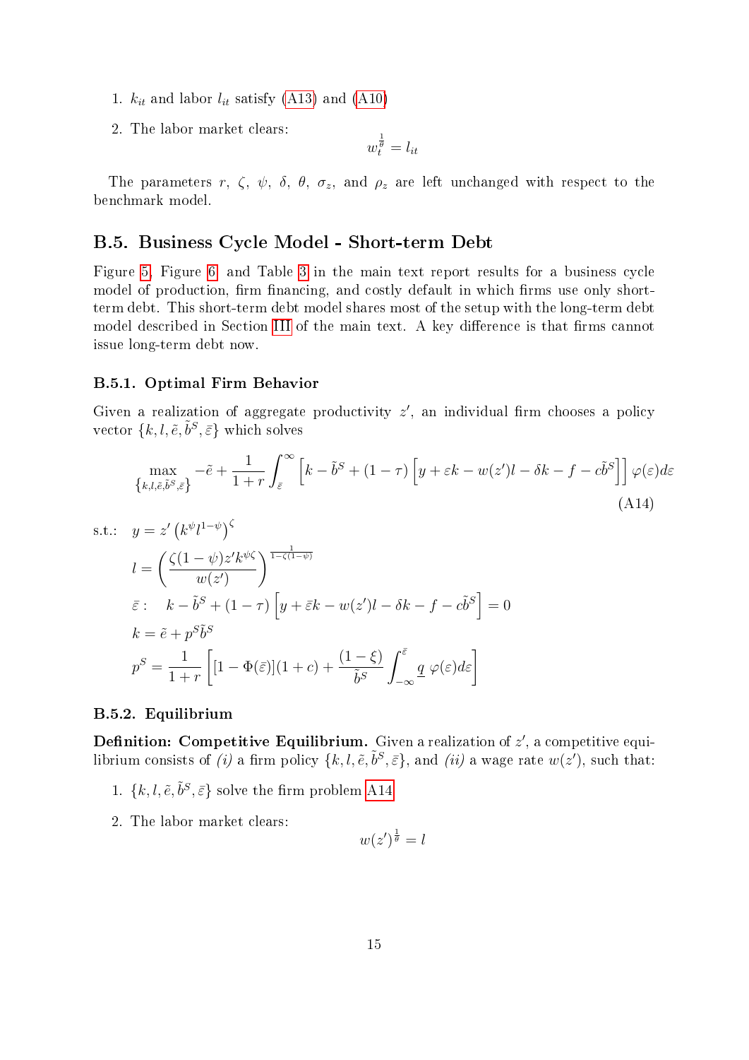1. $k_{it}$ and labor $l_{it}$ satisfy (A13) and (A10)
2. The labor market clears:

$$w_t^{\frac{1}{\theta}} = l_{it}$$

The parameters $r$, $\zeta$, $\psi$, $\delta$, $\theta$, $\sigma_z$, and $\rho_z$ are left unchanged with respect to the benchmark model.

## B.5. Business Cycle Model - Short-term Debt

Figure 5, Figure 6, and Table 3 in the main text report results for a business cycle model of production, firm financing, and costly default in which firms use only short-term debt. This short-term debt model shares most of the setup with the long-term debt model described in Section III of the main text. A key difference is that firms cannot issue long-term debt now.

### B.5.1. Optimal Firm Behavior

Given a realization of aggregate productivity $z'$, an individual firm chooses a policy vector $\{k, l, \tilde{e}, \tilde{b}^S, \bar{\varepsilon}\}$ which solves

$$\max_{\{k,l,\tilde{e},\tilde{b}^S,\bar{\varepsilon}\}} -\tilde{e} + \frac{1}{1+r}\int_{\bar{\varepsilon}}^{\infty}\left[k - \tilde{b}^S + (1-\tau)\left[y + \varepsilon k - w(z')l - \delta k - f - c\tilde{b}^S\right]\right]\varphi(\varepsilon)d\varepsilon \tag{A14}$$

s.t.:

$$y = z'\left(k^{\psi}l^{1-\psi}\right)^{\zeta}$$

$$l = \left(\frac{\zeta(1-\psi)z'k^{\psi\zeta}}{w(z')}\right)^{\frac{1}{1-\zeta(1-\psi)}}$$

$$\bar{\varepsilon}: \quad k - \tilde{b}^S + (1-\tau)\left[y + \bar{\varepsilon}k - w(z')l - \delta k - f - c\tilde{b}^S\right] = 0$$

$$k = \tilde{e} + p^S\tilde{b}^S$$

$$p^S = \frac{1}{1+r}\left[[1-\Phi(\bar{\varepsilon})](1+c) + \frac{(1-\xi)}{\tilde{b}^S}\int_{-\infty}^{\bar{\varepsilon}} \underline{q}\ \varphi(\varepsilon)d\varepsilon\right]$$

### B.5.2. Equilibrium

**Definition: Competitive Equilibrium.** Given a realization of $z'$, a competitive equilibrium consists of *(i)* a firm policy $\{k, l, \tilde{e}, \tilde{b}^S, \bar{\varepsilon}\}$, and *(ii)* a wage rate $w(z')$, such that:

1. $\{k, l, \tilde{e}, \tilde{b}^S, \bar{\varepsilon}\}$ solve the firm problem A14
2. The labor market clears:

$$w(z')^{\frac{1}{\theta}} = l$$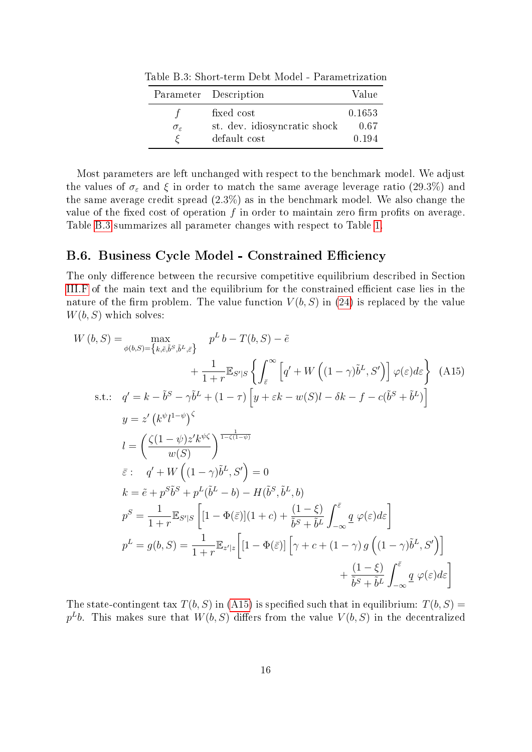Table B.3: Short-term Debt Model - Parametrization

| Parameter | Description | Value |
|---|---|---|
| $f$ | fixed cost | 0.1653 |
| $\sigma_\varepsilon$ | st. dev. idiosyncratic shock | 0.67 |
| $\xi$ | default cost | 0.194 |

Most parameters are left unchanged with respect to the benchmark model. We adjust the values of $\sigma_\varepsilon$ and $\xi$ in order to match the same average leverage ratio (29.3%) and the same average credit spread (2.3%) as in the benchmark model. We also change the value of the fixed cost of operation $f$ in order to maintain zero firm profits on average. Table B.3 summarizes all parameter changes with respect to Table 1.

## B.6. Business Cycle Model - Constrained Efficiency

The only difference between the recursive competitive equilibrium described in Section III.F of the main text and the equilibrium for the constrained efficient case lies in the nature of the firm problem. The value function $V(b,S)$ in (24) is replaced by the value $W(b,S)$ which solves:

$$
\begin{aligned}
W(b,S) = \max_{\phi(b,S)=\left\{k,\tilde{e},\tilde{b}^S,\tilde{b}^L,\bar{\varepsilon}\right\}} \quad & p^L b - T(b,S) - \tilde{e} \\
& + \frac{1}{1+r}\mathbb{E}_{S'|S}\left\{\int_{\bar{\varepsilon}}^{\infty}\left[q' + W\left((1-\gamma)\tilde{b}^L, S'\right)\right]\varphi(\varepsilon)d\varepsilon\right\} \qquad \text{(A15)} \\
\text{s.t.:} \quad & q' = k - \tilde{b}^S - \gamma\tilde{b}^L + (1-\tau)\left[y + \varepsilon k - w(S)l - \delta k - f - c(\tilde{b}^S + \tilde{b}^L)\right] \\
& y = z'\left(k^{\psi}l^{1-\psi}\right)^{\zeta} \\
& l = \left(\frac{\zeta(1-\psi)z'k^{\psi\zeta}}{w(S)}\right)^{\frac{1}{1-\zeta(1-\psi)}} \\
& \bar{\varepsilon}: \quad q' + W\left((1-\gamma)\tilde{b}^L, S'\right) = 0 \\
& k = \tilde{e} + p^S\tilde{b}^S + p^L(\tilde{b}^L - b) - H(\tilde{b}^S, \tilde{b}^L, b) \\
& p^S = \frac{1}{1+r}\mathbb{E}_{S'|S}\left[[1-\Phi(\bar{\varepsilon})](1+c) + \frac{(1-\xi)}{\tilde{b}^S + \tilde{b}^L}\int_{-\infty}^{\bar{\varepsilon}} \underline{q}\ \varphi(\varepsilon)d\varepsilon\right] \\
& p^L = g(b,S) = \frac{1}{1+r}\mathbb{E}_{z'|z}\Bigg[[1-\Phi(\bar{\varepsilon})]\left[\gamma + c + (1-\gamma)\, g\left((1-\gamma)\tilde{b}^L, S'\right)\right] \\
& \qquad\qquad + \frac{(1-\xi)}{\tilde{b}^S + \tilde{b}^L}\int_{-\infty}^{\bar{\varepsilon}} \underline{q}\ \varphi(\varepsilon)d\varepsilon\Bigg]
\end{aligned}
$$

The state-contingent tax $T(b,S)$ in (A15) is specified such that in equilibrium: $T(b,S) = p^L b$. This makes sure that $W(b,S)$ differs from the value $V(b,S)$ in the decentralized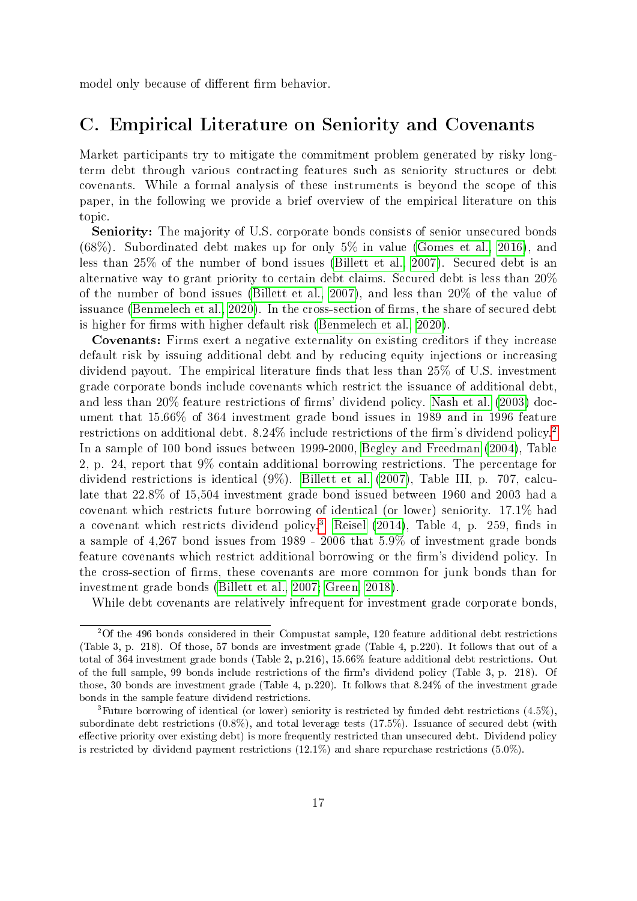model only because of different firm behavior.

## C. Empirical Literature on Seniority and Covenants

Market participants try to mitigate the commitment problem generated by risky long-term debt through various contracting features such as seniority structures or debt covenants. While a formal analysis of these instruments is beyond the scope of this paper, in the following we provide a brief overview of the empirical literature on this topic.

**Seniority:** The majority of U.S. corporate bonds consists of senior unsecured bonds (68%). Subordinated debt makes up for only 5% in value (Gomes et al., 2016), and less than 25% of the number of bond issues (Billett et al., 2007). Secured debt is an alternative way to grant priority to certain debt claims. Secured debt is less than 20% of the number of bond issues (Billett et al., 2007), and less than 20% of the value of issuance (Benmelech et al., 2020). In the cross-section of firms, the share of secured debt is higher for firms with higher default risk (Benmelech et al., 2020).

**Covenants:** Firms exert a negative externality on existing creditors if they increase default risk by issuing additional debt and by reducing equity injections or increasing dividend payout. The empirical literature finds that less than 25% of U.S. investment grade corporate bonds include covenants which restrict the issuance of additional debt, and less than 20% feature restrictions of firms' dividend policy. Nash et al. (2003) document that 15.66% of 364 investment grade bond issues in 1989 and in 1996 feature restrictions on additional debt. 8.24% include restrictions of the firm's dividend policy.[2] In a sample of 100 bond issues between 1999-2000, Begley and Freedman (2004), Table 2, p. 24, report that 9% contain additional borrowing restrictions. The percentage for dividend restrictions is identical (9%). Billett et al. (2007), Table III, p. 707, calculate that 22.8% of 15,504 investment grade bond issued between 1960 and 2003 had a covenant which restricts future borrowing of identical (or lower) seniority. 17.1% had a covenant which restricts dividend policy.[3] Reisel (2014), Table 4, p. 259, finds in a sample of 4,267 bond issues from 1989 - 2006 that 5.9% of investment grade bonds feature covenants which restrict additional borrowing or the firm's dividend policy. In the cross-section of firms, these covenants are more common for junk bonds than for investment grade bonds (Billett et al., 2007; Green, 2018).

While debt covenants are relatively infrequent for investment grade corporate bonds,

[2] Of the 496 bonds considered in their Compustat sample, 120 feature additional debt restrictions (Table 3, p. 218). Of those, 57 bonds are investment grade (Table 4, p.220). It follows that out of a total of 364 investment grade bonds (Table 2, p.216), 15.66% feature additional debt restrictions. Out of the full sample, 99 bonds include restrictions of the firm's dividend policy (Table 3, p. 218). Of those, 30 bonds are investment grade (Table 4, p.220). It follows that 8.24% of the investment grade bonds in the sample feature dividend restrictions.

[3] Future borrowing of identical (or lower) seniority is restricted by funded debt restrictions (4.5%), subordinate debt restrictions (0.8%), and total leverage tests (17.5%). Issuance of secured debt (with effective priority over existing debt) is more frequently restricted than unsecured debt. Dividend policy is restricted by dividend payment restrictions (12.1%) and share repurchase restrictions (5.0%).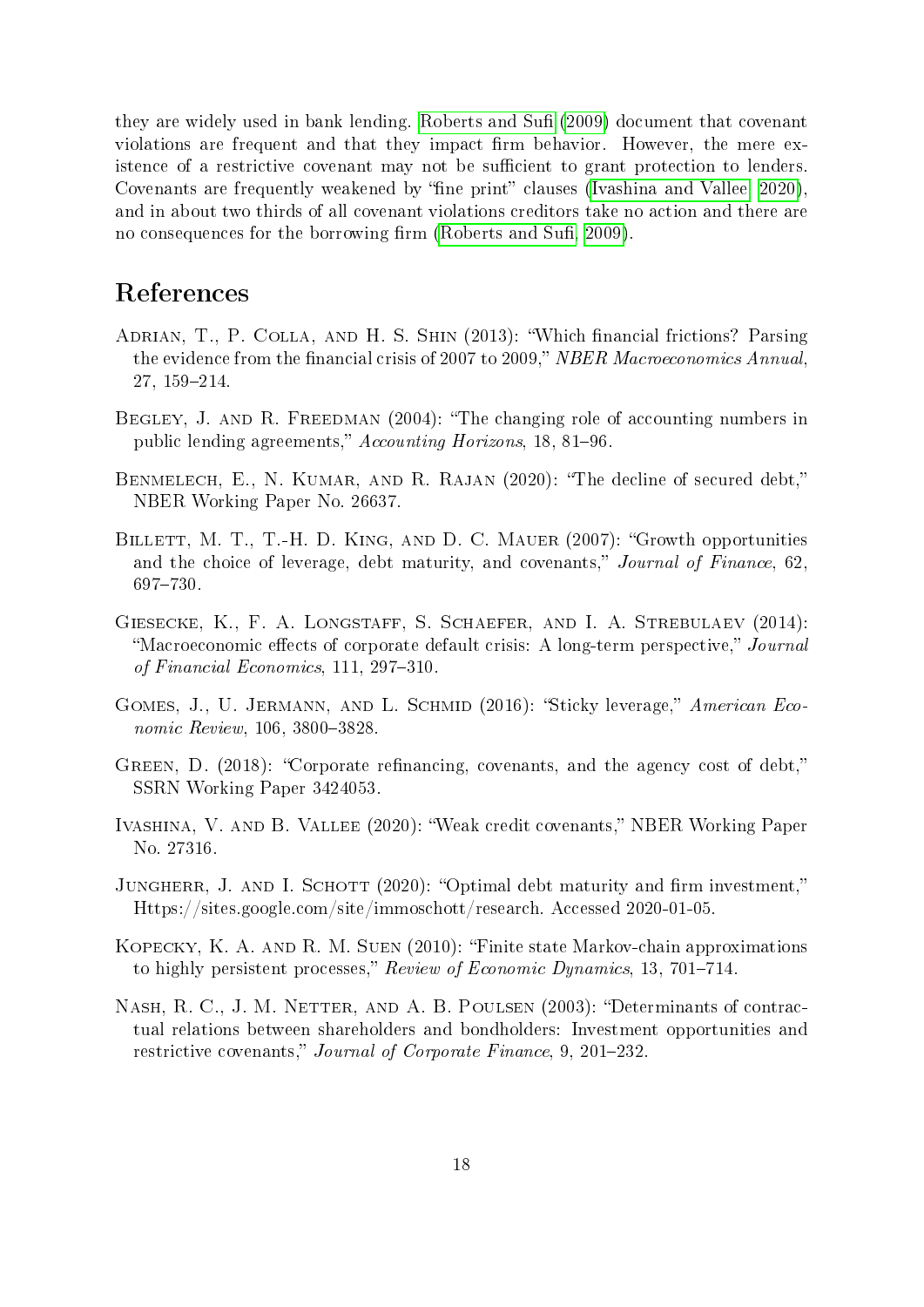they are widely used in bank lending. Roberts and Sufi (2009) document that covenant violations are frequent and that they impact firm behavior. However, the mere existence of a restrictive covenant may not be sufficient to grant protection to lenders. Covenants are frequently weakened by "fine print" clauses (Ivashina and Vallee, 2020), and in about two thirds of all covenant violations creditors take no action and there are no consequences for the borrowing firm (Roberts and Sufi, 2009).

# References

Adrian, T., P. Colla, and H. S. Shin (2013): "Which financial frictions? Parsing the evidence from the financial crisis of 2007 to 2009," *NBER Macroeconomics Annual*, 27, 159–214.

Begley, J. and R. Freedman (2004): "The changing role of accounting numbers in public lending agreements," *Accounting Horizons*, 18, 81–96.

Benmelech, E., N. Kumar, and R. Rajan (2020): "The decline of secured debt," NBER Working Paper No. 26637.

Billett, M. T., T.-H. D. King, and D. C. Mauer (2007): "Growth opportunities and the choice of leverage, debt maturity, and covenants," *Journal of Finance*, 62, 697–730.

Giesecke, K., F. A. Longstaff, S. Schaefer, and I. A. Strebulaev (2014): "Macroeconomic effects of corporate default crisis: A long-term perspective," *Journal of Financial Economics*, 111, 297–310.

Gomes, J., U. Jermann, and L. Schmid (2016): "Sticky leverage," *American Economic Review*, 106, 3800–3828.

Green, D. (2018): "Corporate refinancing, covenants, and the agency cost of debt," SSRN Working Paper 3424053.

Ivashina, V. and B. Vallee (2020): "Weak credit covenants," NBER Working Paper No. 27316.

Jungherr, J. and I. Schott (2020): "Optimal debt maturity and firm investment," Https://sites.google.com/site/immoschott/research. Accessed 2020-01-05.

Kopecky, K. A. and R. M. Suen (2010): "Finite state Markov-chain approximations to highly persistent processes," *Review of Economic Dynamics*, 13, 701–714.

Nash, R. C., J. M. Netter, and A. B. Poulsen (2003): "Determinants of contractual relations between shareholders and bondholders: Investment opportunities and restrictive covenants," *Journal of Corporate Finance*, 9, 201–232.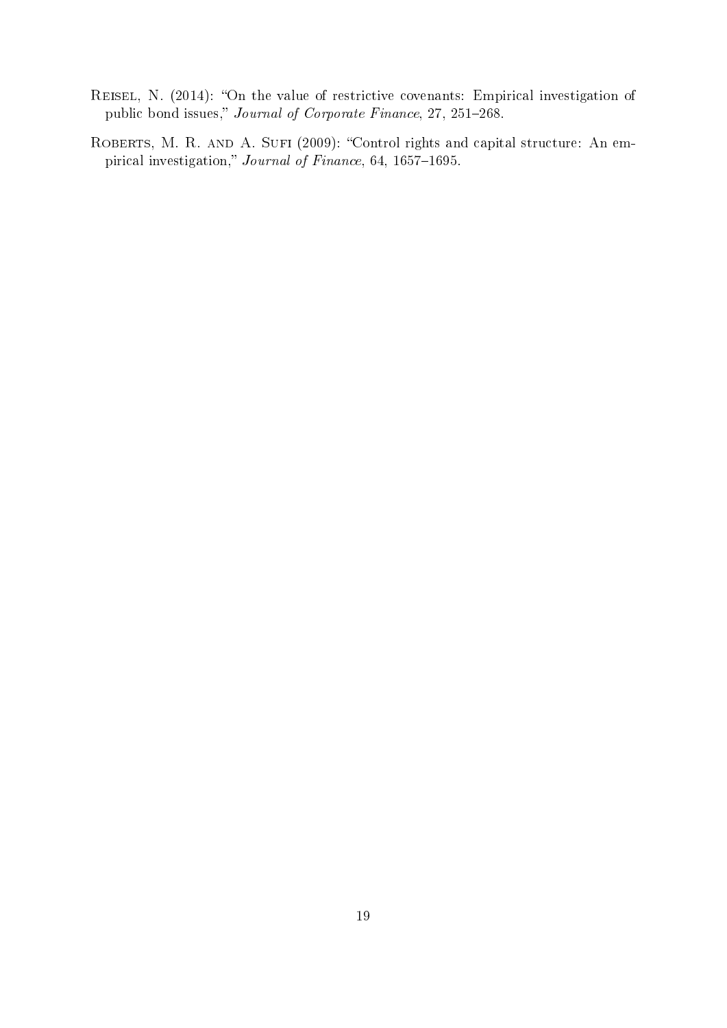Reisel, N. (2014): "On the value of restrictive covenants: Empirical investigation of public bond issues," *Journal of Corporate Finance*, 27, 251–268.

Roberts, M. R. and A. Sufi (2009): "Control rights and capital structure: An empirical investigation," *Journal of Finance*, 64, 1657–1695.